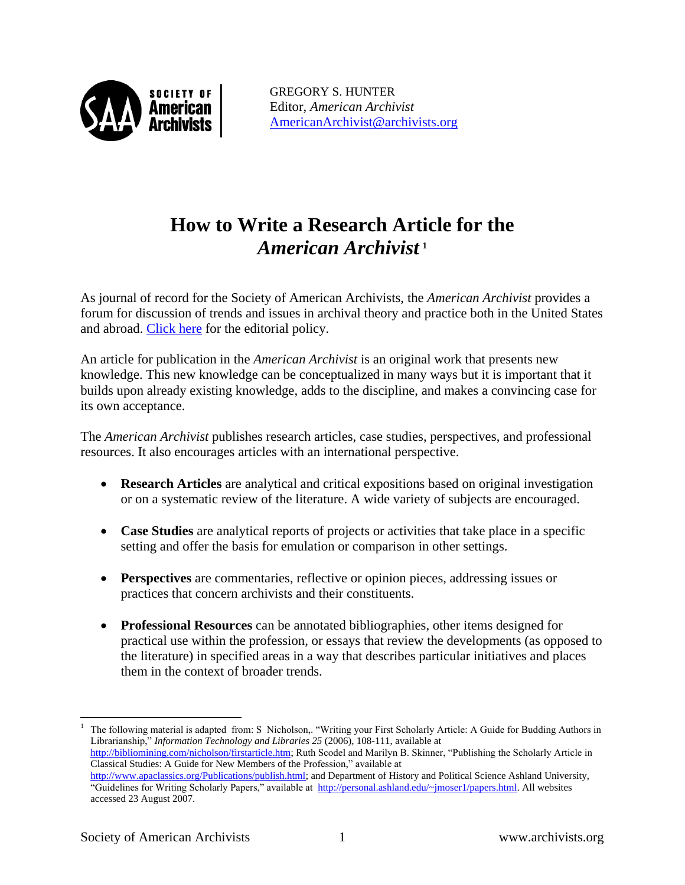SOCIETY OF American Archivists

GREGORY S. HUNTER
Editor, *American Archivist*
AmericanArchivist@archivists.org

# How to Write a Research Article for the *American Archivist*[1]

As journal of record for the Society of American Archivists, the *American Archivist* provides a forum for discussion of trends and issues in archival theory and practice both in the United States and abroad. Click here for the editorial policy.

An article for publication in the *American Archivist* is an original work that presents new knowledge. This new knowledge can be conceptualized in many ways but it is important that it builds upon already existing knowledge, adds to the discipline, and makes a convincing case for its own acceptance.

The *American Archivist* publishes research articles, case studies, perspectives, and professional resources. It also encourages articles with an international perspective.

- **Research Articles** are analytical and critical expositions based on original investigation or on a systematic review of the literature. A wide variety of subjects are encouraged.
- **Case Studies** are analytical reports of projects or activities that take place in a specific setting and offer the basis for emulation or comparison in other settings.
- **Perspectives** are commentaries, reflective or opinion pieces, addressing issues or practices that concern archivists and their constituents.
- **Professional Resources** can be annotated bibliographies, other items designed for practical use within the profession, or essays that review the developments (as opposed to the literature) in specified areas in a way that describes particular initiatives and places them in the context of broader trends.

---

[1] The following material is adapted from: S Nicholson,. "Writing your First Scholarly Article: A Guide for Budding Authors in Librarianship," *Information Technology and Libraries 25* (2006), 108-111, available at http://bibliomining.com/nicholson/firstarticle.htm; Ruth Scodel and Marilyn B. Skinner, "Publishing the Scholarly Article in Classical Studies: A Guide for New Members of the Profession," available at http://www.apaclassics.org/Publications/publish.html; and Department of History and Political Science Ashland University, "Guidelines for Writing Scholarly Papers," available at http://personal.ashland.edu/~jmoser1/papers.html. All websites accessed 23 August 2007.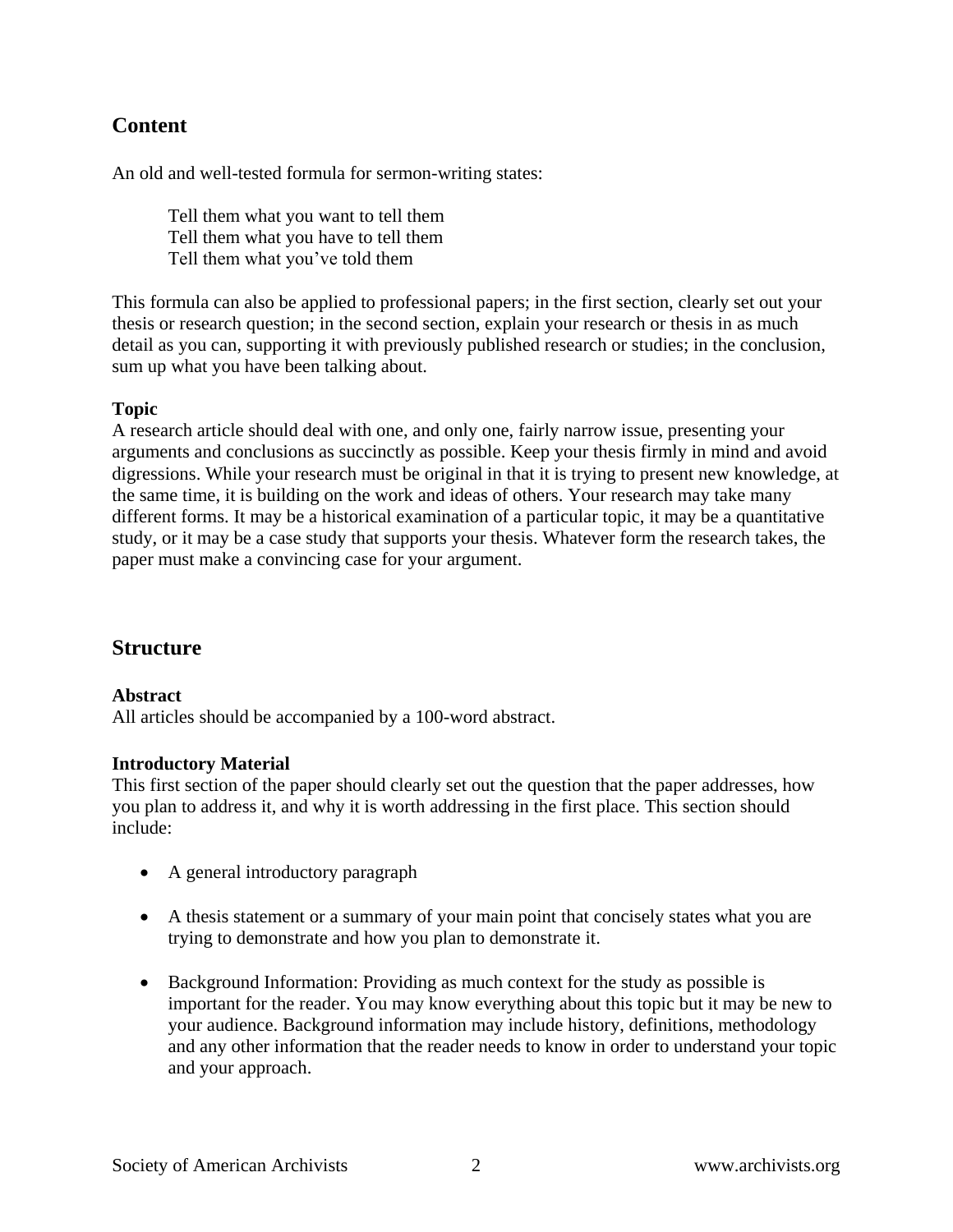## Content

An old and well-tested formula for sermon-writing states:

> Tell them what you want to tell them
> Tell them what you have to tell them
> Tell them what you've told them

This formula can also be applied to professional papers; in the first section, clearly set out your thesis or research question; in the second section, explain your research or thesis in as much detail as you can, supporting it with previously published research or studies; in the conclusion, sum up what you have been talking about.

### Topic

A research article should deal with one, and only one, fairly narrow issue, presenting your arguments and conclusions as succinctly as possible. Keep your thesis firmly in mind and avoid digressions. While your research must be original in that it is trying to present new knowledge, at the same time, it is building on the work and ideas of others. Your research may take many different forms. It may be a historical examination of a particular topic, it may be a quantitative study, or it may be a case study that supports your thesis. Whatever form the research takes, the paper must make a convincing case for your argument.

## Structure

### Abstract

All articles should be accompanied by a 100-word abstract.

### Introductory Material

This first section of the paper should clearly set out the question that the paper addresses, how you plan to address it, and why it is worth addressing in the first place. This section should include:

- A general introductory paragraph
- A thesis statement or a summary of your main point that concisely states what you are trying to demonstrate and how you plan to demonstrate it.
- Background Information: Providing as much context for the study as possible is important for the reader. You may know everything about this topic but it may be new to your audience. Background information may include history, definitions, methodology and any other information that the reader needs to know in order to understand your topic and your approach.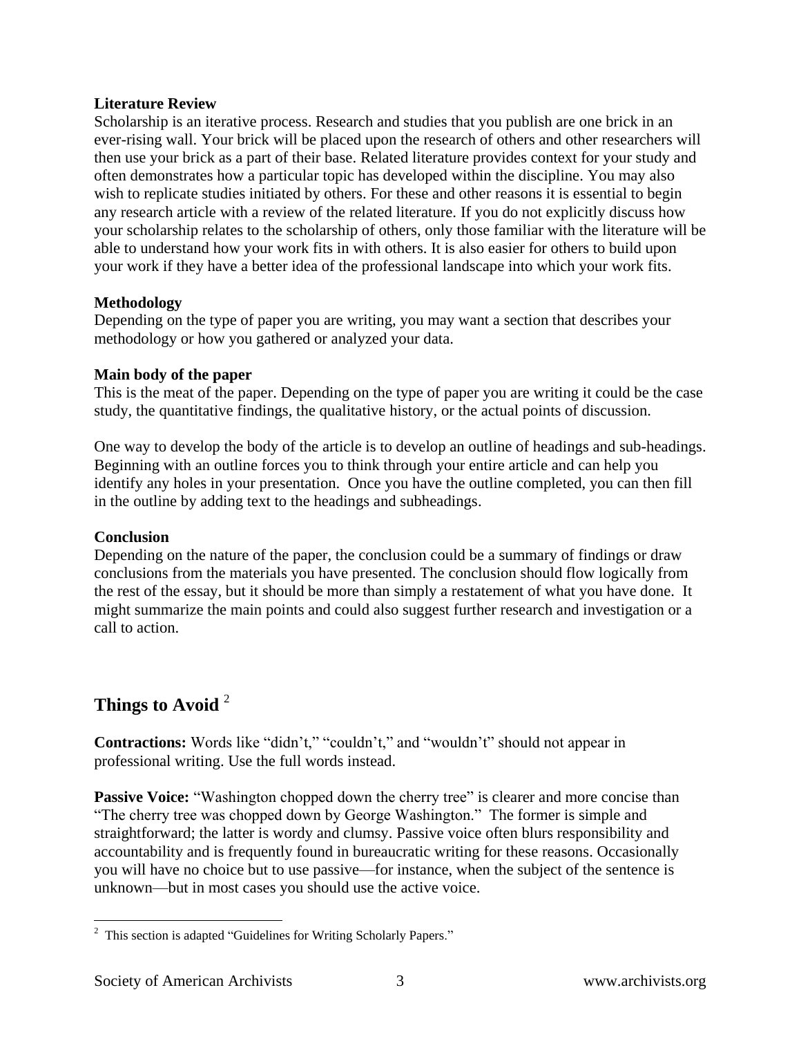**Literature Review**

Scholarship is an iterative process. Research and studies that you publish are one brick in an ever-rising wall. Your brick will be placed upon the research of others and other researchers will then use your brick as a part of their base. Related literature provides context for your study and often demonstrates how a particular topic has developed within the discipline. You may also wish to replicate studies initiated by others. For these and other reasons it is essential to begin any research article with a review of the related literature. If you do not explicitly discuss how your scholarship relates to the scholarship of others, only those familiar with the literature will be able to understand how your work fits in with others. It is also easier for others to build upon your work if they have a better idea of the professional landscape into which your work fits.

**Methodology**

Depending on the type of paper you are writing, you may want a section that describes your methodology or how you gathered or analyzed your data.

**Main body of the paper**

This is the meat of the paper. Depending on the type of paper you are writing it could be the case study, the quantitative findings, the qualitative history, or the actual points of discussion.

One way to develop the body of the article is to develop an outline of headings and sub-headings. Beginning with an outline forces you to think through your entire article and can help you identify any holes in your presentation. Once you have the outline completed, you can then fill in the outline by adding text to the headings and subheadings.

**Conclusion**

Depending on the nature of the paper, the conclusion could be a summary of findings or draw conclusions from the materials you have presented. The conclusion should flow logically from the rest of the essay, but it should be more than simply a restatement of what you have done. It might summarize the main points and could also suggest further research and investigation or a call to action.

## Things to Avoid [2]

**Contractions:** Words like "didn't," "couldn't," and "wouldn't" should not appear in professional writing. Use the full words instead.

**Passive Voice:** "Washington chopped down the cherry tree" is clearer and more concise than "The cherry tree was chopped down by George Washington." The former is simple and straightforward; the latter is wordy and clumsy. Passive voice often blurs responsibility and accountability and is frequently found in bureaucratic writing for these reasons. Occasionally you will have no choice but to use passive—for instance, when the subject of the sentence is unknown—but in most cases you should use the active voice.

---

[2] This section is adapted "Guidelines for Writing Scholarly Papers."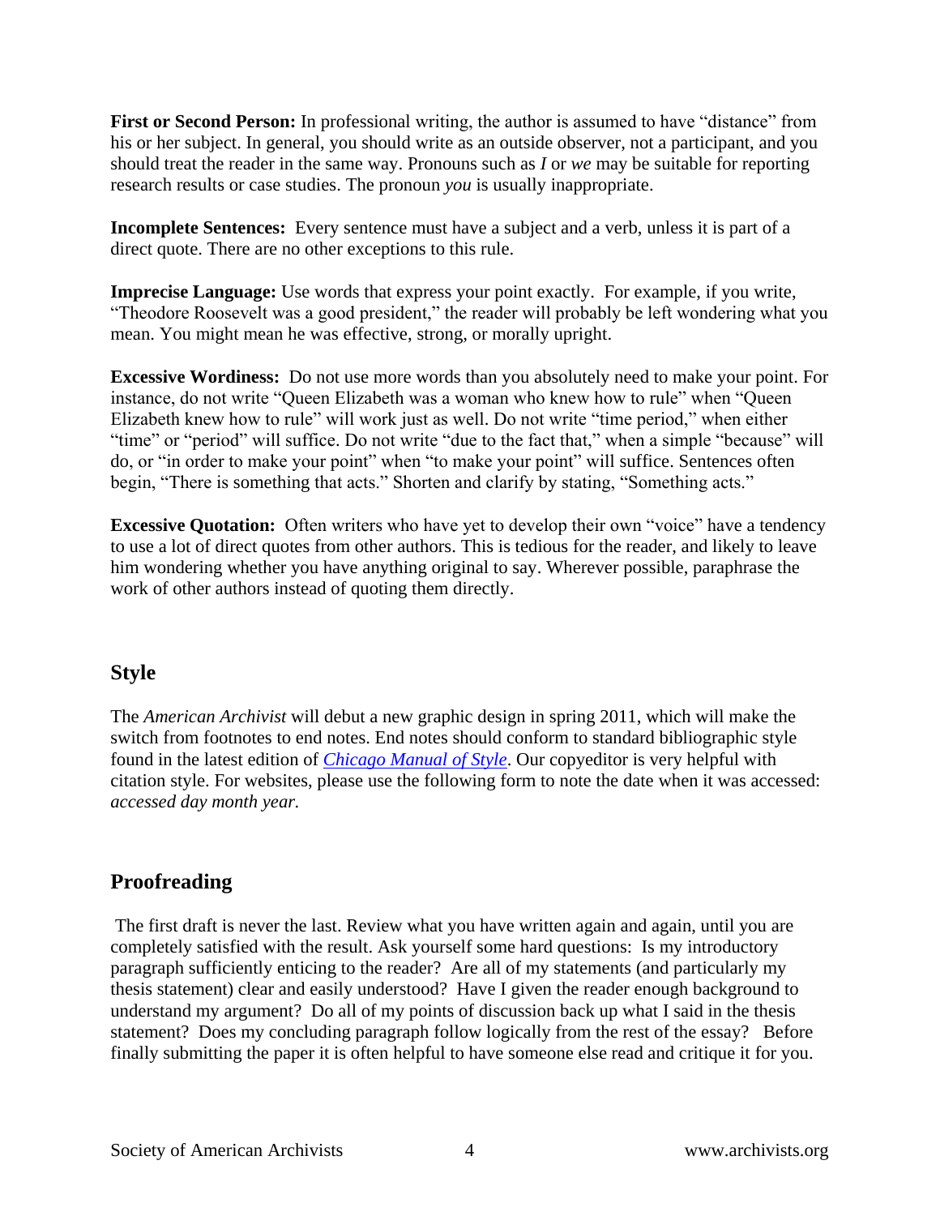**First or Second Person:** In professional writing, the author is assumed to have "distance" from his or her subject. In general, you should write as an outside observer, not a participant, and you should treat the reader in the same way. Pronouns such as *I* or *we* may be suitable for reporting research results or case studies. The pronoun *you* is usually inappropriate.

**Incomplete Sentences:** Every sentence must have a subject and a verb, unless it is part of a direct quote. There are no other exceptions to this rule.

**Imprecise Language:** Use words that express your point exactly. For example, if you write, "Theodore Roosevelt was a good president," the reader will probably be left wondering what you mean. You might mean he was effective, strong, or morally upright.

**Excessive Wordiness:** Do not use more words than you absolutely need to make your point. For instance, do not write "Queen Elizabeth was a woman who knew how to rule" when "Queen Elizabeth knew how to rule" will work just as well. Do not write "time period," when either "time" or "period" will suffice. Do not write "due to the fact that," when a simple "because" will do, or "in order to make your point" when "to make your point" will suffice. Sentences often begin, "There is something that acts." Shorten and clarify by stating, "Something acts."

**Excessive Quotation:** Often writers who have yet to develop their own "voice" have a tendency to use a lot of direct quotes from other authors. This is tedious for the reader, and likely to leave him wondering whether you have anything original to say. Wherever possible, paraphrase the work of other authors instead of quoting them directly.

## Style

The *American Archivist* will debut a new graphic design in spring 2011, which will make the switch from footnotes to end notes. End notes should conform to standard bibliographic style found in the latest edition of *Chicago Manual of Style*. Our copyeditor is very helpful with citation style. For websites, please use the following form to note the date when it was accessed: *accessed day month year.*

## Proofreading

The first draft is never the last. Review what you have written again and again, until you are completely satisfied with the result. Ask yourself some hard questions: Is my introductory paragraph sufficiently enticing to the reader? Are all of my statements (and particularly my thesis statement) clear and easily understood? Have I given the reader enough background to understand my argument? Do all of my points of discussion back up what I said in the thesis statement? Does my concluding paragraph follow logically from the rest of the essay? Before finally submitting the paper it is often helpful to have someone else read and critique it for you.